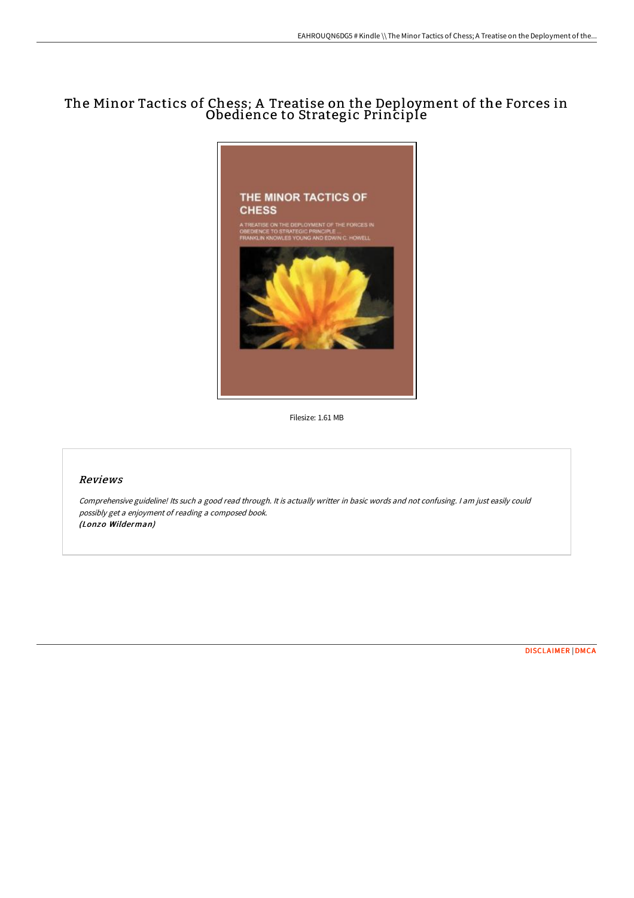# The Minor Tactics of Chess; A Treatise on the Deployment of the Forces in Obedience to Strategic Principle

Filesize: 1.61 MB

## Reviews

*Comprehensive guideline! Its such a good read through. It is actually writter in basic words and not confusing. I am just easily could possibly get a enjoyment of reading a composed book.*
***(Lonzo Wilderman)***

DISCLAIMER | DMCA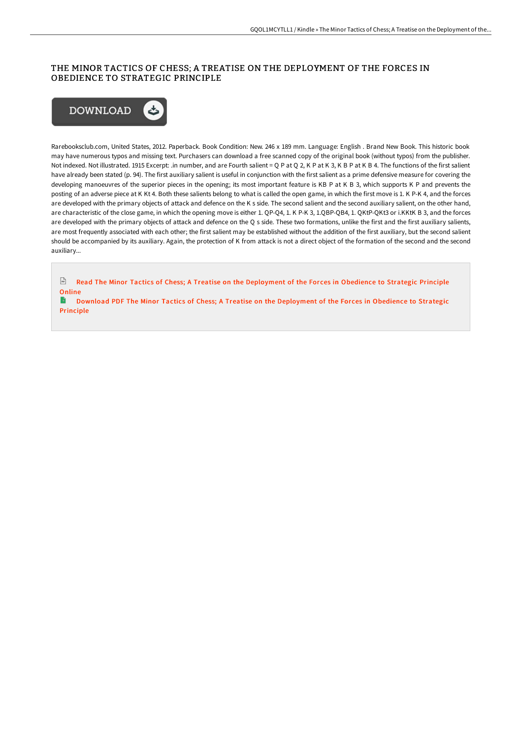# THE MINOR TACTICS OF CHESS; A TREATISE ON THE DEPLOYMENT OF THE FORCES IN OBEDIENCE TO STRATEGIC PRINCIPLE

DOWNLOAD

Rarebooksclub.com, United States, 2012. Paperback. Book Condition: New. 246 x 189 mm. Language: English . Brand New Book. This historic book may have numerous typos and missing text. Purchasers can download a free scanned copy of the original book (without typos) from the publisher. Not indexed. Not illustrated. 1915 Excerpt: .in number, and are Fourth salient = Q P at Q 2, K P at K 3, K B P at K B 4. The functions of the first salient have already been stated (p. 94). The first auxiliary salient is useful in conjunction with the first salient as a prime defensive measure for covering the developing manoeuvres of the superior pieces in the opening; its most important feature is KB P at K B 3, which supports K P and prevents the posting of an adverse piece at K Kt 4. Both these salients belong to what is called the open game, in which the first move is 1. K P-K 4, and the forces are developed with the primary objects of attack and defence on the K s side. The second salient and the second auxiliary salient, on the other hand, are characteristic of the close game, in which the opening move is either 1. QP-Q4, 1. K P-K 3, 1.QBP-QB4, 1. QKtP-QKt3 or i.KKtK B 3, and the forces are developed with the primary objects of attack and defence on the Q s side. These two formations, unlike the first and the first auxiliary salients, are most frequently associated with each other; the first salient may be established without the addition of the first auxiliary, but the second salient should be accompanied by its auxiliary. Again, the protection of K from attack is not a direct object of the formation of the second and the second auxiliary...

Read The Minor Tactics of Chess; A Treatise on the Deployment of the Forces in Obedience to Strategic Principle Online

Download PDF The Minor Tactics of Chess; A Treatise on the Deployment of the Forces in Obedience to Strategic Principle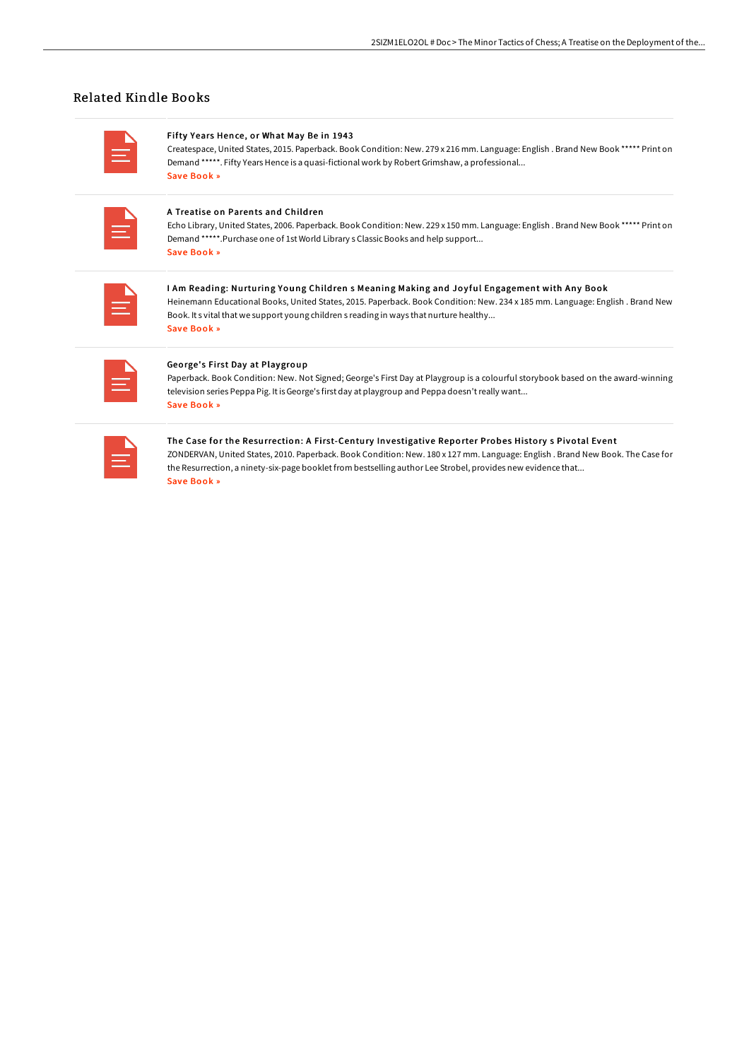## Related Kindle Books

### Fifty Years Hence, or What May Be in 1943

Createspace, United States, 2015. Paperback. Book Condition: New. 279 x 216 mm. Language: English . Brand New Book ***** Print on Demand *****. Fifty Years Hence is a quasi-fictional work by Robert Grimshaw, a professional...

Save Book »

### A Treatise on Parents and Children

Echo Library, United States, 2006. Paperback. Book Condition: New. 229 x 150 mm. Language: English . Brand New Book ***** Print on Demand *****.Purchase one of 1st World Library s Classic Books and help support...

Save Book »

### I Am Reading: Nurturing Young Children s Meaning Making and Joyful Engagement with Any Book

Heinemann Educational Books, United States, 2015. Paperback. Book Condition: New. 234 x 185 mm. Language: English . Brand New Book. It s vital that we support young children s reading in ways that nurture healthy...

Save Book »

### George's First Day at Playgroup

Paperback. Book Condition: New. Not Signed; George's First Day at Playgroup is a colourful storybook based on the award-winning television series Peppa Pig. It is George's first day at playgroup and Peppa doesn't really want...

Save Book »

### The Case for the Resurrection: A First-Century Investigative Reporter Probes History s Pivotal Event

ZONDERVAN, United States, 2010. Paperback. Book Condition: New. 180 x 127 mm. Language: English . Brand New Book. The Case for the Resurrection, a ninety-six-page booklet from bestselling author Lee Strobel, provides new evidence that...

Save Book »